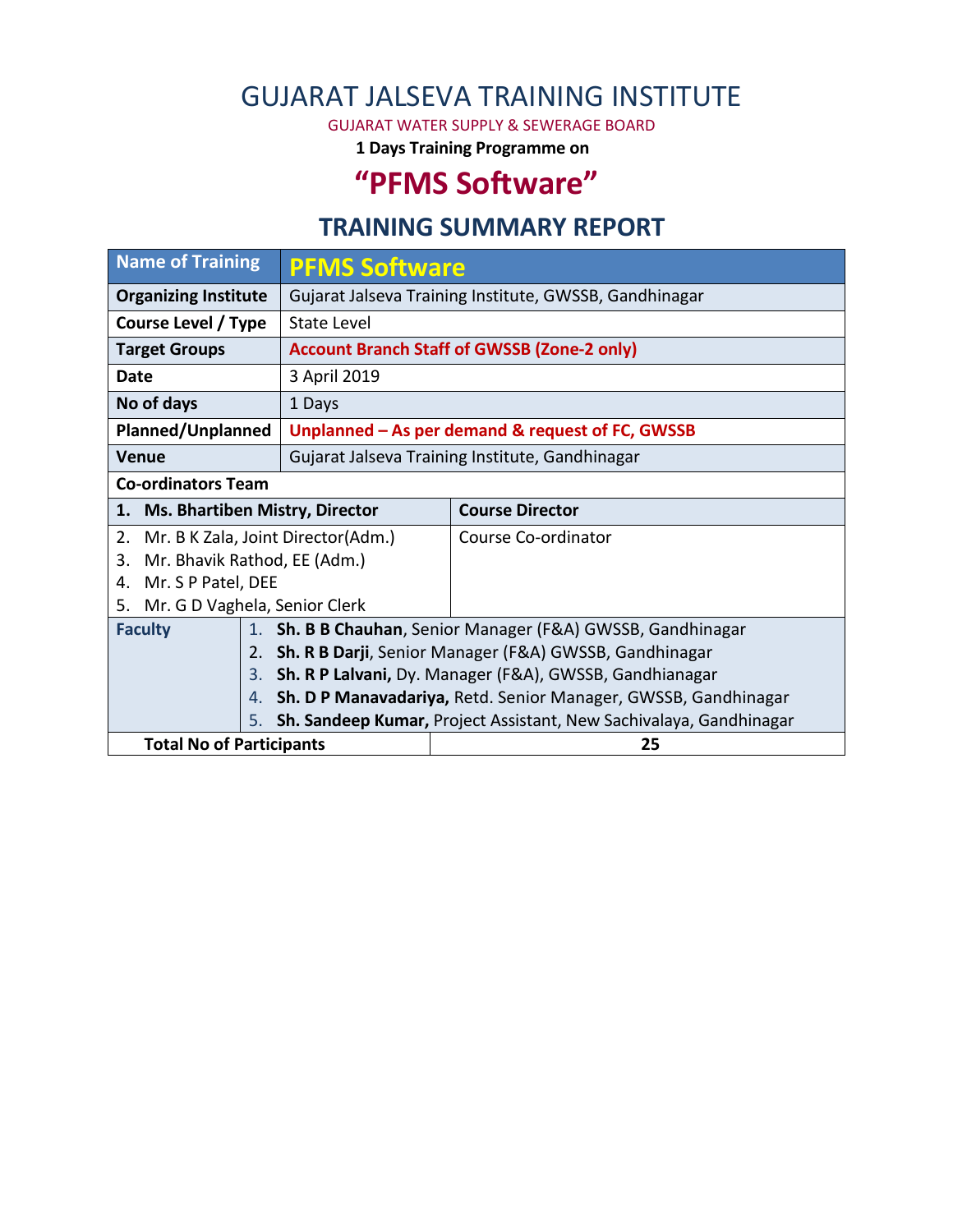# GUJARAT JALSEVA TRAINING INSTITUTE

GUJARAT WATER SUPPLY & SEWERAGE BOARD

**1 Days Training Programme on**

# "PFMS Software"

## TRAINING SUMMARY REPORT

| Name of Training | PFMS Software |
|---|---|
| **Organizing Institute** | Gujarat Jalseva Training Institute, GWSSB, Gandhinagar |
| **Course Level / Type** | State Level |
| **Target Groups** | **Account Branch Staff of GWSSB (Zone-2 only)** |
| **Date** | 3 April 2019 |
| **No of days** | 1 Days |
| **Planned/Unplanned** | **Unplanned – As per demand & request of FC, GWSSB** |
| **Venue** | Gujarat Jalseva Training Institute, Gandhinagar |

**Co-ordinators Team**

| Name | Role |
|---|---|
| **1. Ms. Bhartiben Mistry, Director** | **Course Director** |
| 2. Mr. B K Zala, Joint Director(Adm.)<br>3. Mr. Bhavik Rathod, EE (Adm.)<br>4. Mr. S P Patel, DEE<br>5. Mr. G D Vaghela, Senior Clerk | Course Co-ordinator |

**Faculty**

1. **Sh. B B Chauhan**, Senior Manager (F&A) GWSSB, Gandhinagar
2. **Sh. R B Darji**, Senior Manager (F&A) GWSSB, Gandhinagar
3. **Sh. R P Lalvani,** Dy. Manager (F&A), GWSSB, Gandhianagar
4. **Sh. D P Manavadariya,** Retd. Senior Manager, GWSSB, Gandhinagar
5. **Sh. Sandeep Kumar,** Project Assistant, New Sachivalaya, Gandhinagar

| **Total No of Participants** | **25** |
|---|---|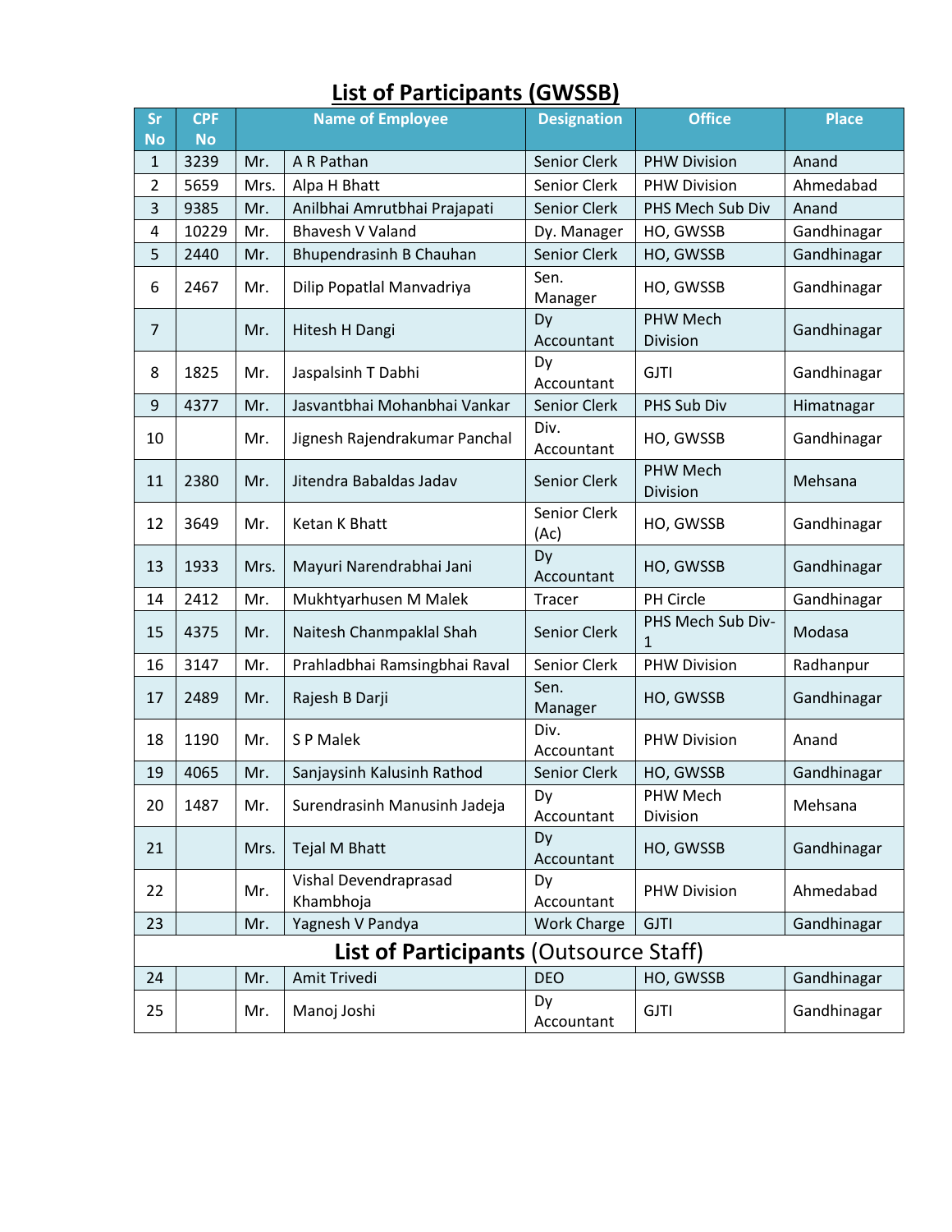# List of Participants (GWSSB)

| Sr No | CPF No | Name of Employee | | Designation | Office | Place |
|---|---|---|---|---|---|---|
| 1 | 3239 | Mr. | A R Pathan | Senior Clerk | PHW Division | Anand |
| 2 | 5659 | Mrs. | Alpa H Bhatt | Senior Clerk | PHW Division | Ahmedabad |
| 3 | 9385 | Mr. | Anilbhai Amrutbhai Prajapati | Senior Clerk | PHS Mech Sub Div | Anand |
| 4 | 10229 | Mr. | Bhavesh V Valand | Dy. Manager | HO, GWSSB | Gandhinagar |
| 5 | 2440 | Mr. | Bhupendrasinh B Chauhan | Senior Clerk | HO, GWSSB | Gandhinagar |
| 6 | 2467 | Mr. | Dilip Popatlal Manvadriya | Sen. Manager | HO, GWSSB | Gandhinagar |
| 7 | | Mr. | Hitesh H Dangi | Dy Accountant | PHW Mech Division | Gandhinagar |
| 8 | 1825 | Mr. | Jaspalsinh T Dabhi | Dy Accountant | GJTI | Gandhinagar |
| 9 | 4377 | Mr. | Jasvantbhai Mohanbhai Vankar | Senior Clerk | PHS Sub Div | Himatnagar |
| 10 | | Mr. | Jignesh Rajendrakumar Panchal | Div. Accountant | HO, GWSSB | Gandhinagar |
| 11 | 2380 | Mr. | Jitendra Babaldas Jadav | Senior Clerk | PHW Mech Division | Mehsana |
| 12 | 3649 | Mr. | Ketan K Bhatt | Senior Clerk (Ac) | HO, GWSSB | Gandhinagar |
| 13 | 1933 | Mrs. | Mayuri Narendrabhai Jani | Dy Accountant | HO, GWSSB | Gandhinagar |
| 14 | 2412 | Mr. | Mukhtyarhusen M Malek | Tracer | PH Circle | Gandhinagar |
| 15 | 4375 | Mr. | Naitesh Chanmpaklal Shah | Senior Clerk | PHS Mech Sub Div-1 | Modasa |
| 16 | 3147 | Mr. | Prahladbhai Ramsingbhai Raval | Senior Clerk | PHW Division | Radhanpur |
| 17 | 2489 | Mr. | Rajesh B Darji | Sen. Manager | HO, GWSSB | Gandhinagar |
| 18 | 1190 | Mr. | S P Malek | Div. Accountant | PHW Division | Anand |
| 19 | 4065 | Mr. | Sanjaysinh Kalusinh Rathod | Senior Clerk | HO, GWSSB | Gandhinagar |
| 20 | 1487 | Mr. | Surendrasinh Manusinh Jadeja | Dy Accountant | PHW Mech Division | Mehsana |
| 21 | | Mrs. | Tejal M Bhatt | Dy Accountant | HO, GWSSB | Gandhinagar |
| 22 | | Mr. | Vishal Devendraprasad Khambhoja | Dy Accountant | PHW Division | Ahmedabad |
| 23 | | Mr. | Yagnesh V Pandya | Work Charge | GJTI | Gandhinagar |
| **List of Participants** (Outsource Staff) | | | | | | |
| 24 | | Mr. | Amit Trivedi | DEO | HO, GWSSB | Gandhinagar |
| 25 | | Mr. | Manoj Joshi | Dy Accountant | GJTI | Gandhinagar |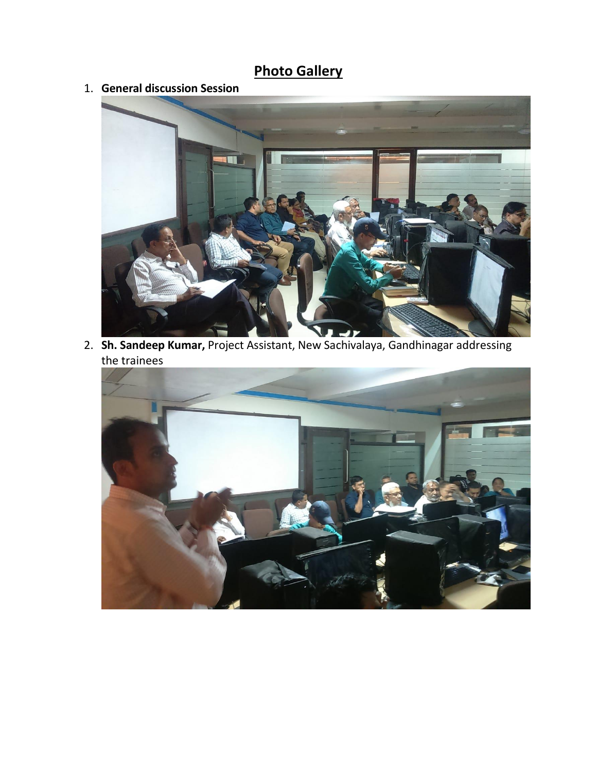# Photo Gallery

1. **General discussion Session**

2. **Sh. Sandeep Kumar,** Project Assistant, New Sachivalaya, Gandhinagar addressing the trainees